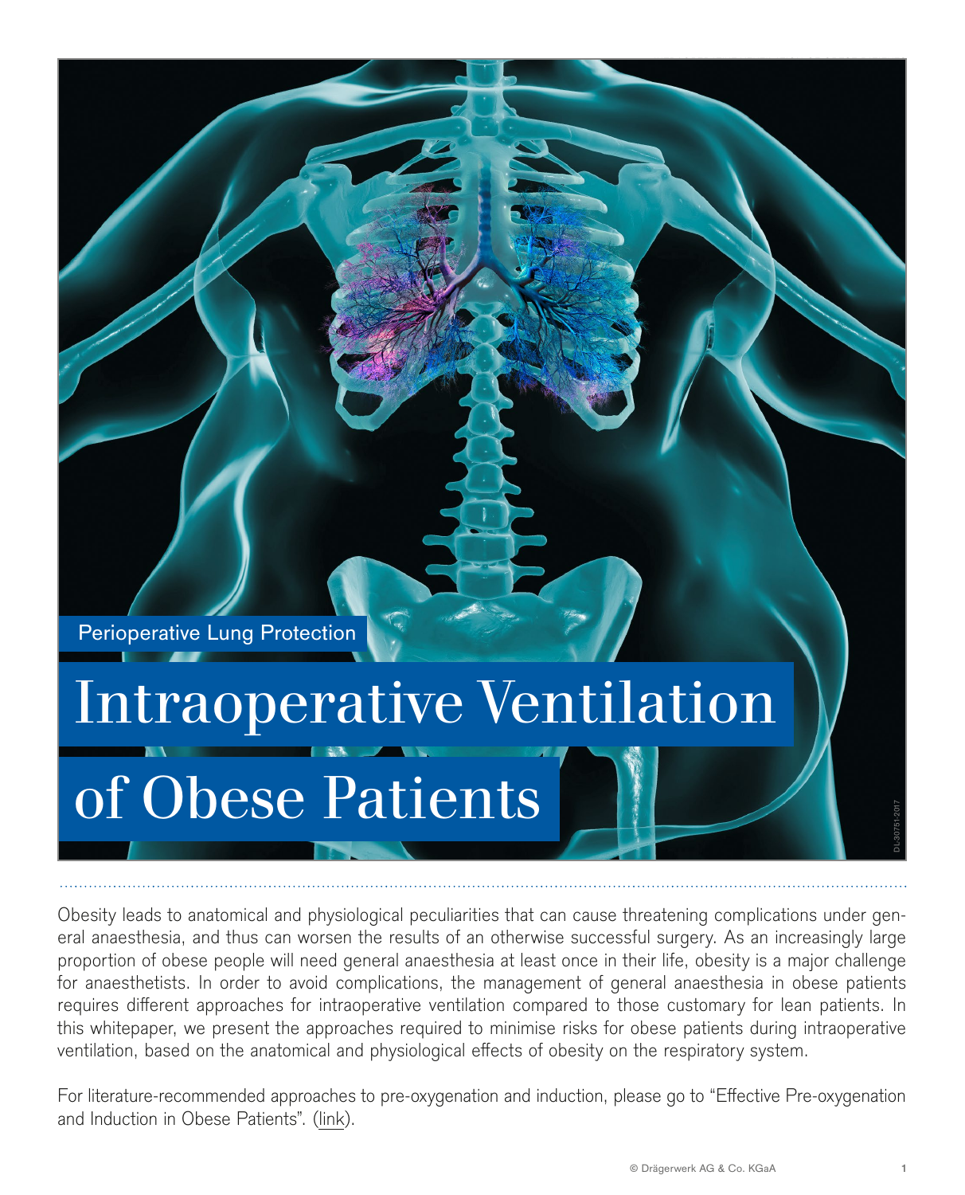Perioperative Lung Protection

# Intraoperative Ventilation of Obese Patients

Obesity leads to anatomical and physiological peculiarities that can cause threatening complications under general anaesthesia, and thus can worsen the results of an otherwise successful surgery. As an increasingly large proportion of obese people will need general anaesthesia at least once in their life, obesity is a major challenge for anaesthetists. In order to avoid complications, the management of general anaesthesia in obese patients requires different approaches for intraoperative ventilation compared to those customary for lean patients. In this whitepaper, we present the approaches required to minimise risks for obese patients during intraoperative ventilation, based on the anatomical and physiological effects of obesity on the respiratory system.

For literature-recommended approaches to pre-oxygenation and induction, please go to "Effective Pre-oxygenation and Induction in Obese Patients". (link).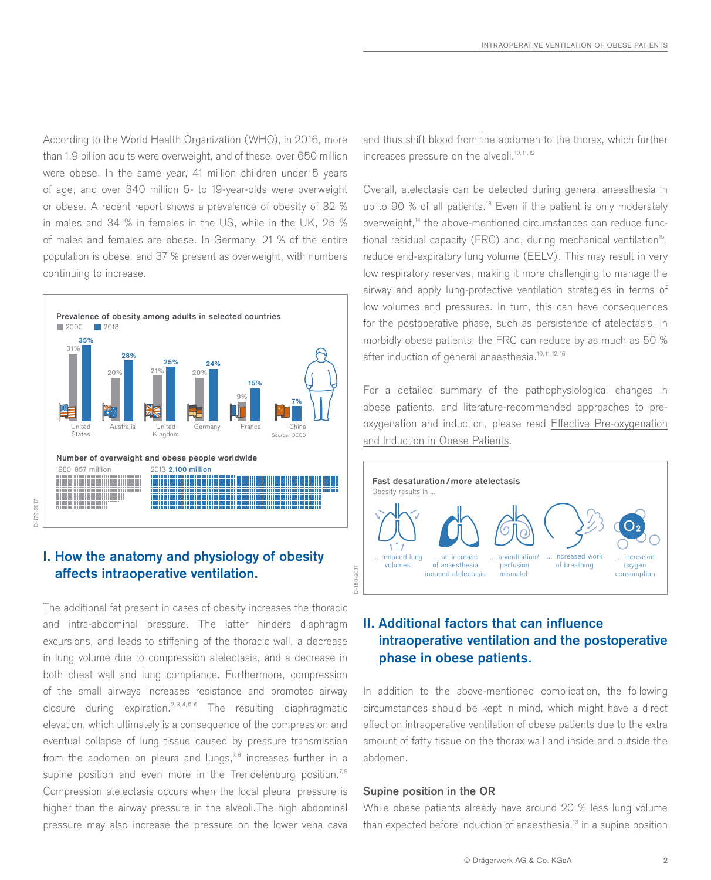According to the World Health Organization (WHO), in 2016, more than 1.9 billion adults were overweight, and of these, over 650 million were obese. In the same year, 41 million children under 5 years of age, and over 340 million 5- to 19-year-olds were overweight or obese. A recent report shows a prevalence of obesity of 32 % in males and 34 % in females in the US, while in the UK, 25 % of males and females are obese. In Germany, 21 % of the entire population is obese, and 37 % present as overweight, with numbers continuing to increase.

**Prevalence of obesity among adults in selected countries**

| Country | 2000 | 2013 |
|---|---|---|
| United States | 31% | 35% |
| Australia | 20% | 28% |
| United Kingdom | 21% | 25% |
| Germany | 20% | 24% |
| France | 9% | 15% |
| China | | 7% |

Source: OECD

**Number of overweight and obese people worldwide**

1980 **857 million**

2013 **2,100 million**

D-179-2017

## I. How the anatomy and physiology of obesity affects intraoperative ventilation.

The additional fat present in cases of obesity increases the thoracic and intra-abdominal pressure. The latter hinders diaphragm excursions, and leads to stiffening of the thoracic wall, a decrease in lung volume due to compression atelectasis, and a decrease in both chest wall and lung compliance. Furthermore, compression of the small airways increases resistance and promotes airway closure during expiration.[2,3,4,5,6] The resulting diaphragmatic elevation, which ultimately is a consequence of the compression and eventual collapse of lung tissue caused by pressure transmission from the abdomen on pleura and lungs,[7,8] increases further in a supine position and even more in the Trendelenburg position.[7,9] Compression atelectasis occurs when the local pleural pressure is higher than the airway pressure in the alveoli.The high abdominal pressure may also increase the pressure on the lower vena cava and thus shift blood from the abdomen to the thorax, which further increases pressure on the alveoli.[10,11,12]

Overall, atelectasis can be detected during general anaesthesia in up to 90 % of all patients.[13] Even if the patient is only moderately overweight,[14] the above-mentioned circumstances can reduce functional residual capacity (FRC) and, during mechanical ventilation[15], reduce end-expiratory lung volume (EELV). This may result in very low respiratory reserves, making it more challenging to manage the airway and apply lung-protective ventilation strategies in terms of low volumes and pressures. In turn, this can have consequences for the postoperative phase, such as persistence of atelectasis. In morbidly obese patients, the FRC can reduce by as much as 50 % after induction of general anaesthesia.[10,11,12,16]

For a detailed summary of the pathophysiological changes in obese patients, and literature-recommended approaches to pre-oxygenation and induction, please read Effective Pre-oxygenation and Induction in Obese Patients.

**Fast desaturation / more atelectasis**

Obesity results in ...

... reduced lung volumes | ... an increase of anaesthesia induced atelectasis | ... a ventilation/perfusion mismatch | ... increased work of breathing | ... increased oxygen consumption

D-180-2017

## II. Additional factors that can influence intraoperative ventilation and the postoperative phase in obese patients.

In addition to the above-mentioned complication, the following circumstances should be kept in mind, which might have a direct effect on intraoperative ventilation of obese patients due to the extra amount of fatty tissue on the thorax wall and inside and outside the abdomen.

### Supine position in the OR

While obese patients already have around 20 % less lung volume than expected before induction of anaesthesia,[13] in a supine position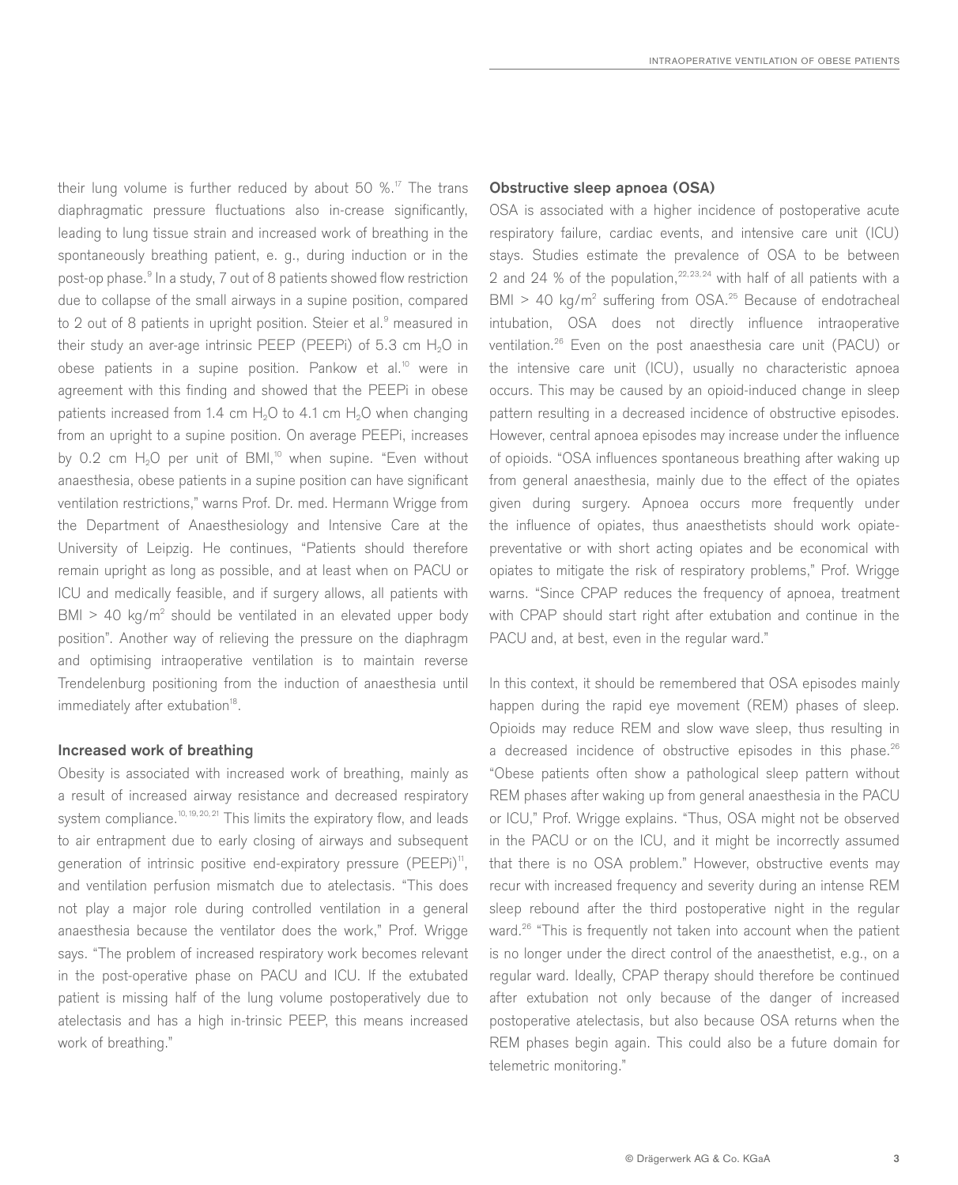their lung volume is further reduced by about 50 %.[17] The trans diaphragmatic pressure fluctuations also in-crease significantly, leading to lung tissue strain and increased work of breathing in the spontaneously breathing patient, e. g., during induction or in the post-op phase.[9] In a study, 7 out of 8 patients showed flow restriction due to collapse of the small airways in a supine position, compared to 2 out of 8 patients in upright position. Steier et al.[9] measured in their study an aver-age intrinsic PEEP (PEEPi) of 5.3 cm $H_2O$ in obese patients in a supine position. Pankow et al.[10] were in agreement with this finding and showed that the PEEPi in obese patients increased from 1.4 cm $H_2O$ to 4.1 cm $H_2O$ when changing from an upright to a supine position. On average PEEPi, increases by 0.2 cm $H_2O$ per unit of BMI,[10] when supine. "Even without anaesthesia, obese patients in a supine position can have significant ventilation restrictions," warns Prof. Dr. med. Hermann Wrigge from the Department of Anaesthesiology and Intensive Care at the University of Leipzig. He continues, "Patients should therefore remain upright as long as possible, and at least when on PACU or ICU and medically feasible, and if surgery allows, all patients with BMI > 40 kg/m$^2$ should be ventilated in an elevated upper body position". Another way of relieving the pressure on the diaphragm and optimising intraoperative ventilation is to maintain reverse Trendelenburg positioning from the induction of anaesthesia until immediately after extubation[18].

#### Increased work of breathing

Obesity is associated with increased work of breathing, mainly as a result of increased airway resistance and decreased respiratory system compliance.[10, 19, 20, 21] This limits the expiratory flow, and leads to air entrapment due to early closing of airways and subsequent generation of intrinsic positive end-expiratory pressure (PEEPi)[11], and ventilation perfusion mismatch due to atelectasis. "This does not play a major role during controlled ventilation in a general anaesthesia because the ventilator does the work," Prof. Wrigge says. "The problem of increased respiratory work becomes relevant in the post-operative phase on PACU and ICU. If the extubated patient is missing half of the lung volume postoperatively due to atelectasis and has a high in-trinsic PEEP, this means increased work of breathing."

#### Obstructive sleep apnoea (OSA)

OSA is associated with a higher incidence of postoperative acute respiratory failure, cardiac events, and intensive care unit (ICU) stays. Studies estimate the prevalence of OSA to be between 2 and 24 % of the population,[22, 23, 24] with half of all patients with a BMI > 40 kg/m$^2$ suffering from OSA.[25] Because of endotracheal intubation, OSA does not directly influence intraoperative ventilation.[26] Even on the post anaesthesia care unit (PACU) or the intensive care unit (ICU), usually no characteristic apnoea occurs. This may be caused by an opioid-induced change in sleep pattern resulting in a decreased incidence of obstructive episodes. However, central apnoea episodes may increase under the influence of opioids. "OSA influences spontaneous breathing after waking up from general anaesthesia, mainly due to the effect of the opiates given during surgery. Apnoea occurs more frequently under the influence of opiates, thus anaesthetists should work opiate-preventative or with short acting opiates and be economical with opiates to mitigate the risk of respiratory problems," Prof. Wrigge warns. "Since CPAP reduces the frequency of apnoea, treatment with CPAP should start right after extubation and continue in the PACU and, at best, even in the regular ward."

In this context, it should be remembered that OSA episodes mainly happen during the rapid eye movement (REM) phases of sleep. Opioids may reduce REM and slow wave sleep, thus resulting in a decreased incidence of obstructive episodes in this phase.[26] "Obese patients often show a pathological sleep pattern without REM phases after waking up from general anaesthesia in the PACU or ICU," Prof. Wrigge explains. "Thus, OSA might not be observed in the PACU or on the ICU, and it might be incorrectly assumed that there is no OSA problem." However, obstructive events may recur with increased frequency and severity during an intense REM sleep rebound after the third postoperative night in the regular ward.[26] "This is frequently not taken into account when the patient is no longer under the direct control of the anaesthetist, e.g., on a regular ward. Ideally, CPAP therapy should therefore be continued after extubation not only because of the danger of increased postoperative atelectasis, but also because OSA returns when the REM phases begin again. This could also be a future domain for telemetric monitoring."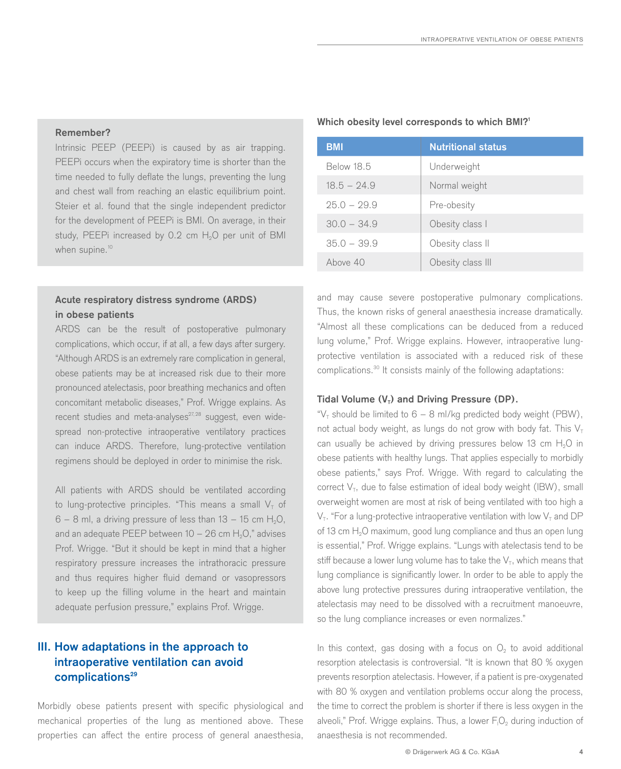**Remember?**

Intrinsic PEEP (PEEPi) is caused by as air trapping. PEEPi occurs when the expiratory time is shorter than the time needed to fully deflate the lungs, preventing the lung and chest wall from reaching an elastic equilibrium point. Steier et al. found that the single independent predictor for the development of PEEPi is BMI. On average, in their study, PEEPi increased by 0.2 cm $H_2O$ per unit of BMI when supine.[10]

**Acute respiratory distress syndrome (ARDS) in obese patients**

ARDS can be the result of postoperative pulmonary complications, which occur, if at all, a few days after surgery. "Although ARDS is an extremely rare complication in general, obese patients may be at increased risk due to their more pronounced atelectasis, poor breathing mechanics and often concomitant metabolic diseases," Prof. Wrigge explains. As recent studies and meta-analyses[27,28] suggest, even widespread non-protective intraoperative ventilatory practices can induce ARDS. Therefore, lung-protective ventilation regimens should be deployed in order to minimise the risk.

All patients with ARDS should be ventilated according to lung-protective principles. "This means a small $V_T$ of 6 – 8 ml, a driving pressure of less than 13 – 15 cm $H_2O$, and an adequate PEEP between 10 – 26 cm $H_2O$," advises Prof. Wrigge. "But it should be kept in mind that a higher respiratory pressure increases the intrathoracic pressure and thus requires higher fluid demand or vasopressors to keep up the filling volume in the heart and maintain adequate perfusion pressure," explains Prof. Wrigge.

## III. How adaptations in the approach to intraoperative ventilation can avoid complications[29]

**Which obesity level corresponds to which BMI?**[1]

| BMI | Nutritional status |
|---|---|
| Below 18.5 | Underweight |
| 18.5 – 24.9 | Normal weight |
| 25.0 – 29.9 | Pre-obesity |
| 30.0 – 34.9 | Obesity class I |
| 35.0 – 39.9 | Obesity class II |
| Above 40 | Obesity class III |

Morbidly obese patients present with specific physiological and mechanical properties of the lung as mentioned above. These properties can affect the entire process of general anaesthesia, and may cause severe postoperative pulmonary complications. Thus, the known risks of general anaesthesia increase dramatically. "Almost all these complications can be deduced from a reduced lung volume," Prof. Wrigge explains. However, intraoperative lung-protective ventilation is associated with a reduced risk of these complications.[30] It consists mainly of the following adaptations:

**Tidal Volume ($V_T$) and Driving Pressure (DP).**

"$V_T$ should be limited to 6 – 8 ml/kg predicted body weight (PBW), not actual body weight, as lungs do not grow with body fat. This $V_T$ can usually be achieved by driving pressures below 13 cm $H_2O$ in obese patients with healthy lungs. That applies especially to morbidly obese patients," says Prof. Wrigge. With regard to calculating the correct $V_T$, due to false estimation of ideal body weight (IBW), small overweight women are most at risk of being ventilated with too high a $V_T$. "For a lung-protective intraoperative ventilation with low $V_T$ and DP of 13 cm $H_2O$ maximum, good lung compliance and thus an open lung is essential," Prof. Wrigge explains. "Lungs with atelectasis tend to be stiff because a lower lung volume has to take the $V_T$, which means that lung compliance is significantly lower. In order to be able to apply the above lung protective pressures during intraoperative ventilation, the atelectasis may need to be dissolved with a recruitment manoeuvre, so the lung compliance increases or even normalizes."

In this context, gas dosing with a focus on $O_2$ to avoid additional resorption atelectasis is controversial. "It is known that 80 % oxygen prevents resorption atelectasis. However, if a patient is pre-oxygenated with 80 % oxygen and ventilation problems occur along the process, the time to correct the problem is shorter if there is less oxygen in the alveoli," Prof. Wrigge explains. Thus, a lower $F_iO_2$ during induction of anaesthesia is not recommended.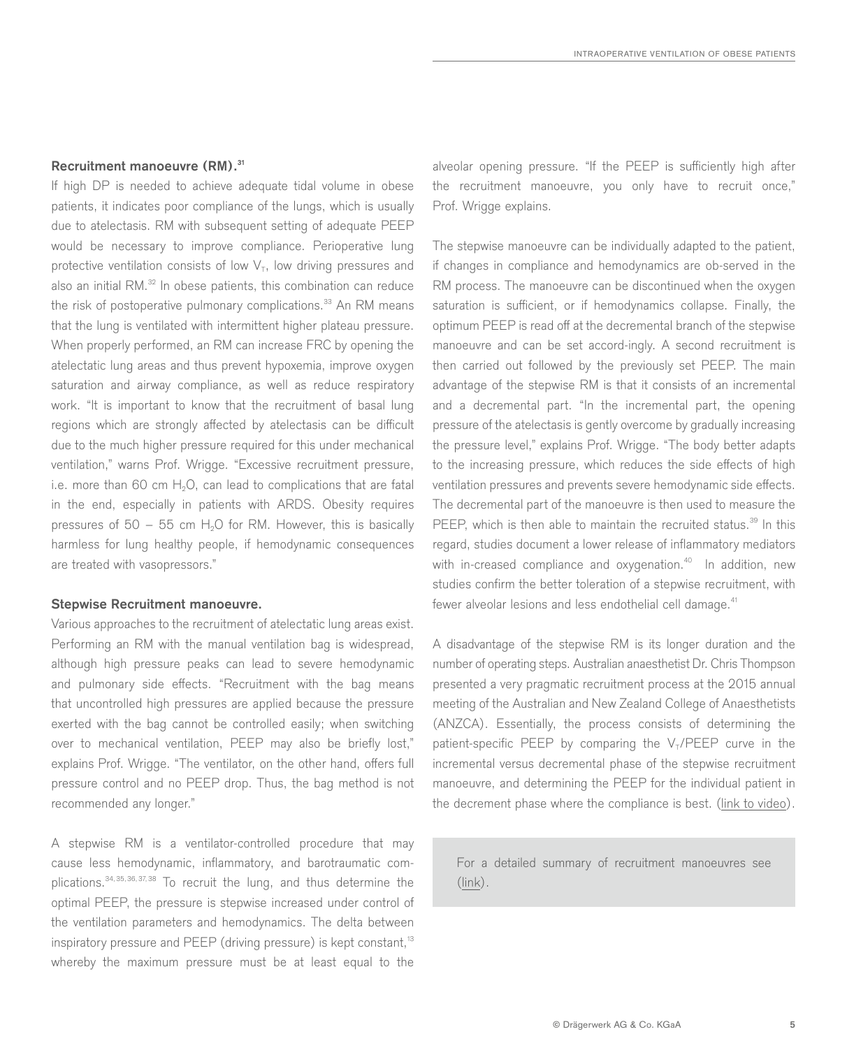### Recruitment manoeuvre (RM).[31]

If high DP is needed to achieve adequate tidal volume in obese patients, it indicates poor compliance of the lungs, which is usually due to atelectasis. RM with subsequent setting of adequate PEEP would be necessary to improve compliance. Perioperative lung protective ventilation consists of low $V_T$, low driving pressures and also an initial RM.[32] In obese patients, this combination can reduce the risk of postoperative pulmonary complications.[33] An RM means that the lung is ventilated with intermittent higher plateau pressure. When properly performed, an RM can increase FRC by opening the atelectatic lung areas and thus prevent hypoxemia, improve oxygen saturation and airway compliance, as well as reduce respiratory work. "It is important to know that the recruitment of basal lung regions which are strongly affected by atelectasis can be difficult due to the much higher pressure required for this under mechanical ventilation," warns Prof. Wrigge. "Excessive recruitment pressure, i.e. more than 60 cm $H_2O$, can lead to complications that are fatal in the end, especially in patients with ARDS. Obesity requires pressures of 50 – 55 cm $H_2O$ for RM. However, this is basically harmless for lung healthy people, if hemodynamic consequences are treated with vasopressors."

### Stepwise Recruitment manoeuvre.

Various approaches to the recruitment of atelectatic lung areas exist. Performing an RM with the manual ventilation bag is widespread, although high pressure peaks can lead to severe hemodynamic and pulmonary side effects. "Recruitment with the bag means that uncontrolled high pressures are applied because the pressure exerted with the bag cannot be controlled easily; when switching over to mechanical ventilation, PEEP may also be briefly lost," explains Prof. Wrigge. "The ventilator, on the other hand, offers full pressure control and no PEEP drop. Thus, the bag method is not recommended any longer."

A stepwise RM is a ventilator-controlled procedure that may cause less hemodynamic, inflammatory, and barotraumatic complications.[34, 35, 36, 37, 38] To recruit the lung, and thus determine the optimal PEEP, the pressure is stepwise increased under control of the ventilation parameters and hemodynamics. The delta between inspiratory pressure and PEEP (driving pressure) is kept constant,[13] whereby the maximum pressure must be at least equal to the alveolar opening pressure. "If the PEEP is sufficiently high after the recruitment manoeuvre, you only have to recruit once," Prof. Wrigge explains.

The stepwise manoeuvre can be individually adapted to the patient, if changes in compliance and hemodynamics are ob-served in the RM process. The manoeuvre can be discontinued when the oxygen saturation is sufficient, or if hemodynamics collapse. Finally, the optimum PEEP is read off at the decremental branch of the stepwise manoeuvre and can be set accord-ingly. A second recruitment is then carried out followed by the previously set PEEP. The main advantage of the stepwise RM is that it consists of an incremental and a decremental part. "In the incremental part, the opening pressure of the atelectasis is gently overcome by gradually increasing the pressure level," explains Prof. Wrigge. "The body better adapts to the increasing pressure, which reduces the side effects of high ventilation pressures and prevents severe hemodynamic side effects. The decremental part of the manoeuvre is then used to measure the PEEP, which is then able to maintain the recruited status.[39] In this regard, studies document a lower release of inflammatory mediators with in-creased compliance and oxygenation.[40] In addition, new studies confirm the better toleration of a stepwise recruitment, with fewer alveolar lesions and less endothelial cell damage.[41]

A disadvantage of the stepwise RM is its longer duration and the number of operating steps. Australian anaesthetist Dr. Chris Thompson presented a very pragmatic recruitment process at the 2015 annual meeting of the Australian and New Zealand College of Anaesthetists (ANZCA). Essentially, the process consists of determining the patient-specific PEEP by comparing the $V_T$/PEEP curve in the incremental versus decremental phase of the stepwise recruitment manoeuvre, and determining the PEEP for the individual patient in the decrement phase where the compliance is best. (link to video).

For a detailed summary of recruitment manoeuvres see (link).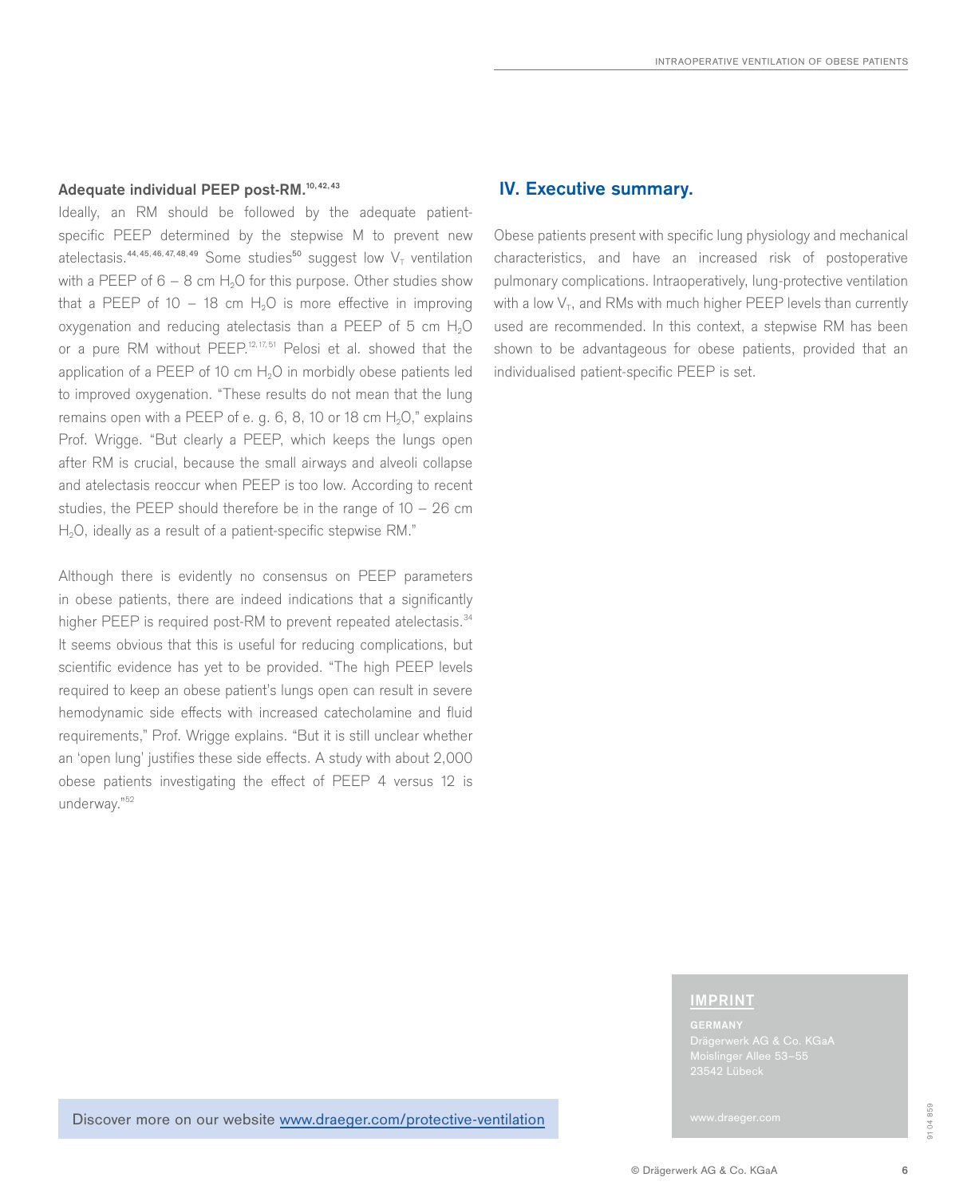**Adequate individual PEEP post-RM.**[10,42,43]

Ideally, an RM should be followed by the adequate patient-specific PEEP determined by the stepwise M to prevent new atelectasis.[44,45,46,47,48,49] Some studies[50] suggest low $V_T$ ventilation with a PEEP of 6 – 8 cm $H_2O$ for this purpose. Other studies show that a PEEP of 10 – 18 cm $H_2O$ is more effective in improving oxygenation and reducing atelectasis than a PEEP of 5 cm $H_2O$ or a pure RM without PEEP.[12,17,51] Pelosi et al. showed that the application of a PEEP of 10 cm $H_2O$ in morbidly obese patients led to improved oxygenation. "These results do not mean that the lung remains open with a PEEP of e. g. 6, 8, 10 or 18 cm $H_2O$," explains Prof. Wrigge. "But clearly a PEEP, which keeps the lungs open after RM is crucial, because the small airways and alveoli collapse and atelectasis reoccur when PEEP is too low. According to recent studies, the PEEP should therefore be in the range of 10 – 26 cm $H_2O$, ideally as a result of a patient-specific stepwise RM."

Although there is evidently no consensus on PEEP parameters in obese patients, there are indeed indications that a significantly higher PEEP is required post-RM to prevent repeated atelectasis.[34] It seems obvious that this is useful for reducing complications, but scientific evidence has yet to be provided. "The high PEEP levels required to keep an obese patient's lungs open can result in severe hemodynamic side effects with increased catecholamine and fluid requirements," Prof. Wrigge explains. "But it is still unclear whether an 'open lung' justifies these side effects. A study with about 2,000 obese patients investigating the effect of PEEP 4 versus 12 is underway."[52]

## IV. Executive summary.

Obese patients present with specific lung physiology and mechanical characteristics, and have an increased risk of postoperative pulmonary complications. Intraoperatively, lung-protective ventilation with a low $V_T$, and RMs with much higher PEEP levels than currently used are recommended. In this context, a stepwise RM has been shown to be advantageous for obese patients, provided that an individualised patient-specific PEEP is set.

Discover more on our website www.draeger.com/protective-ventilation

**IMPRINT**

**GERMANY**
Drägerwerk AG & Co. KGaA
Moislinger Allee 53–55
23542 Lübeck

www.draeger.com

91 04 859

© Drägerwerk AG & Co. KGaA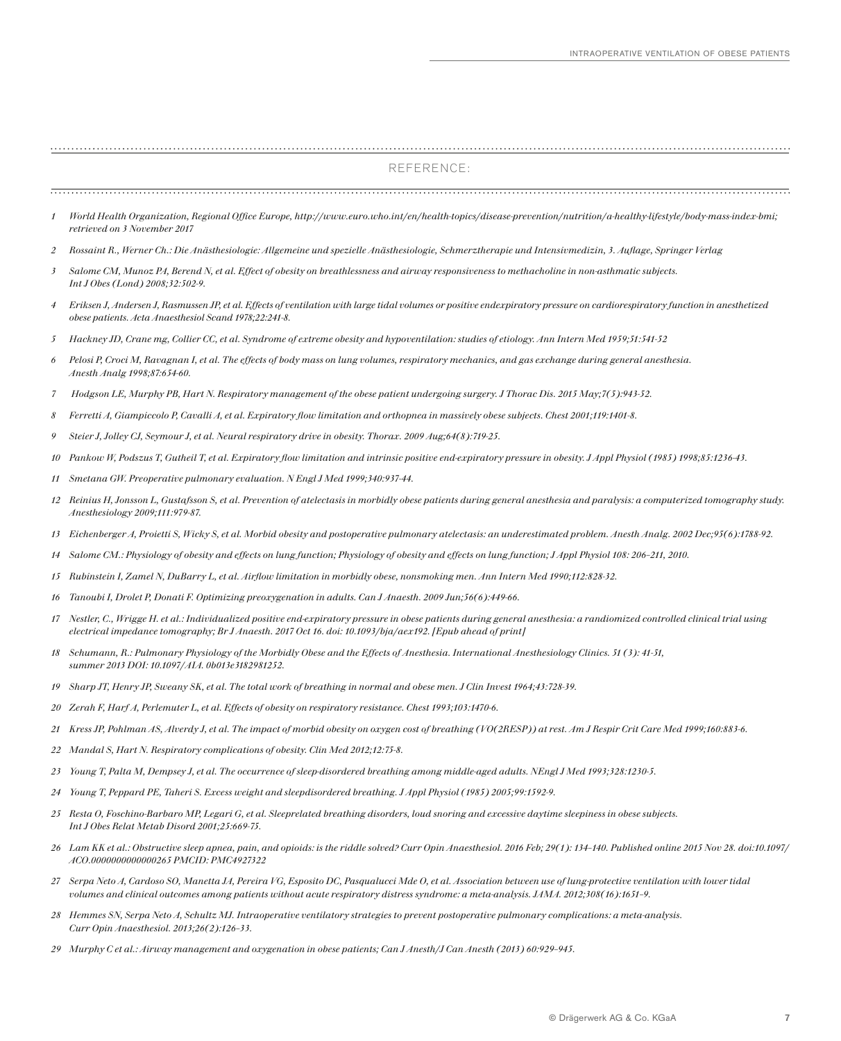## REFERENCE:

1. *World Health Organization, Regional Office Europe, http://www.euro.who.int/en/health-topics/disease-prevention/nutrition/a-healthy-lifestyle/body-mass-index-bmi; retrieved on 3 November 2017*
2. *Rossaint R., Werner Ch.: Die Anästhesiologie: Allgemeine und spezielle Anästhesiologie, Schmerztherapie und Intensivmedizin, 3. Auflage, Springer Verlag*
3. *Salome CM, Munoz PA, Berend N, et al. Effect of obesity on breathlessness and airway responsiveness to methacholine in non-asthmatic subjects. Int J Obes (Lond) 2008;32:502-9.*
4. *Eriksen J, Andersen J, Rasmussen JP, et al. Effects of ventilation with large tidal volumes or positive endexpiratory pressure on cardiorespiratory function in anesthetized obese patients. Acta Anaesthesiol Scand 1978;22:241-8.*
5. *Hackney JD, Crane mg, Collier CC, et al. Syndrome of extreme obesity and hypoventilation: studies of etiology. Ann Intern Med 1959;51:541-52*
6. *Pelosi P, Croci M, Ravagnan I, et al. The effects of body mass on lung volumes, respiratory mechanics, and gas exchange during general anesthesia. Anesth Analg 1998;87:654-60.*
7. *Hodgson LE, Murphy PB, Hart N. Respiratory management of the obese patient undergoing surgery. J Thorac Dis. 2015 May;7(5):943-52.*
8. *Ferretti A, Giampiccolo P, Cavalli A, et al. Expiratory flow limitation and orthopnea in massively obese subjects. Chest 2001;119:1401-8.*
9. *Steier J, Jolley CJ, Seymour J, et al. Neural respiratory drive in obesity. Thorax. 2009 Aug;64(8):719-25.*
10. *Pankow W, Podszus T, Gutheil T, et al. Expiratory flow limitation and intrinsic positive end-expiratory pressure in obesity. J Appl Physiol (1985) 1998;85:1236-43.*
11. *Smetana GW. Preoperative pulmonary evaluation. N Engl J Med 1999;340:937-44.*
12. *Reinius H, Jonsson L, Gustafsson S, et al. Prevention of atelectasis in morbidly obese patients during general anesthesia and paralysis: a computerized tomography study. Anesthesiology 2009;111:979-87.*
13. *Eichenberger A, Proietti S, Wicky S, et al. Morbid obesity and postoperative pulmonary atelectasis: an underestimated problem. Anesth Analg. 2002 Dec;95(6):1788-92.*
14. *Salome CM.: Physiology of obesity and effects on lung function; Physiology of obesity and effects on lung function; J Appl Physiol 108: 206–211, 2010.*
15. *Rubinstein I, Zamel N, DuBarry L, et al. Airflow limitation in morbidly obese, nonsmoking men. Ann Intern Med 1990;112:828-32.*
16. *Tanoubi I, Drolet P, Donati F. Optimizing preoxygenation in adults. Can J Anaesth. 2009 Jun;56(6):449-66.*
17. *Nestler, C., Wrigge H. et al.: Individualized positive end-expiratory pressure in obese patients during general anaesthesia: a randiomized controlled clinical trial using electrical impedance tomography; Br J Anaesth. 2017 Oct 16. doi: 10.1093/bja/aex192. [Epub ahead of print]*
18. *Schumann, R.: Pulmonary Physiology of the Morbidly Obese and the Effects of Anesthesia. International Anesthesiology Clinics. 51 (3): 41-51, summer 2013 DOI: 10.1097/AIA. 0b013e3182981252.*
19. *Sharp JT, Henry JP, Sweany SK, et al. The total work of breathing in normal and obese men. J Clin Invest 1964;43:728-39.*
20. *Zerah F, Harf A, Perlemuter L, et al. Effects of obesity on respiratory resistance. Chest 1993;103:1470-6.*
21. *Kress JP, Pohlman AS, Alverdy J, et al. The impact of morbid obesity on oxygen cost of breathing (VO(2RESP)) at rest. Am J Respir Crit Care Med 1999;160:883-6.*
22. *Mandal S, Hart N. Respiratory complications of obesity. Clin Med 2012;12:75-8.*
23. *Young T, Palta M, Dempsey J, et al. The occurrence of sleep-disordered breathing among middle-aged adults. NEngl J Med 1993;328:1230-5.*
24. *Young T, Peppard PE, Taheri S. Excess weight and sleepdisordered breathing. J Appl Physiol (1985) 2005;99:1592-9.*
25. *Resta O, Foschino-Barbaro MP, Legari G, et al. Sleeprelated breathing disorders, loud snoring and excessive daytime sleepiness in obese subjects. Int J Obes Relat Metab Disord 2001;25:669-75.*
26. *Lam KK et al.: Obstructive sleep apnea, pain, and opioids: is the riddle solved? Curr Opin Anaesthesiol. 2016 Feb; 29(1): 134–140. Published online 2015 Nov 28. doi:10.1097/ACO.0000000000000265 PMCID: PMC4927322*
27. *Serpa Neto A, Cardoso SO, Manetta JA, Pereira VG, Esposito DC, Pasqualucci Mde O, et al. Association between use of lung-protective ventilation with lower tidal volumes and clinical outcomes among patients without acute respiratory distress syndrome: a meta-analysis. JAMA. 2012;308(16):1651–9.*
28. *Hemmes SN, Serpa Neto A, Schultz MJ. Intraoperative ventilatory strategies to prevent postoperative pulmonary complications: a meta-analysis. Curr Opin Anaesthesiol. 2013;26(2):126–33.*
29. *Murphy C et al.: Airway management and oxygenation in obese patients; Can J Anesth/J Can Anesth (2013) 60:929–945.*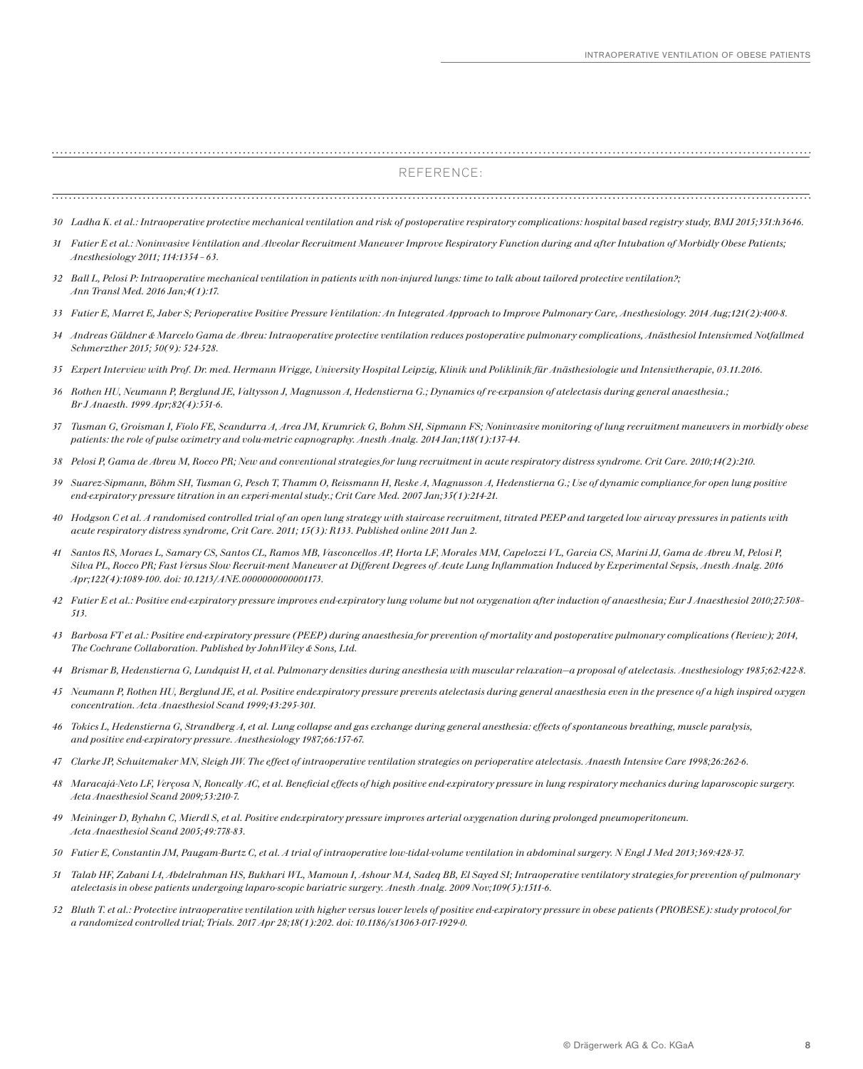## REFERENCE:

30 Ladha K. et al.: Intraoperative protective mechanical ventilation and risk of postoperative respiratory complications: hospital based registry study, BMJ 2015;351:h3646.

31 Futier E et al.: Noninvasive Ventilation and Alveolar Recruitment Maneuver Improve Respiratory Function during and after Intubation of Morbidly Obese Patients; Anesthesiology 2011; 114:1354 – 63.

32 Ball L, Pelosi P: Intraoperative mechanical ventilation in patients with non-injured lungs: time to talk about tailored protective ventilation?; Ann Transl Med. 2016 Jan;4(1):17.

33 Futier E, Marret E, Jaber S; Perioperative Positive Pressure Ventilation: An Integrated Approach to Improve Pulmonary Care, Anesthesiology. 2014 Aug;121(2):400-8.

34 Andreas Güldner & Marcelo Gama de Abreu: Intraoperative protective ventilation reduces postoperative pulmonary complications, Anästhesiol Intensivmed Notfallmed Schmerzther 2015; 50(9): 524-528.

35 Expert Interview with Prof. Dr. med. Hermann Wrigge, University Hospital Leipzig, Klinik und Poliklinik für Anästhesiologie und Intensivtherapie, 03.11.2016.

36 Rothen HU, Neumann P, Berglund JE, Valtysson J, Magnusson A, Hedenstierna G.; Dynamics of re-expansion of atelectasis during general anaesthesia.; Br J Anaesth. 1999 Apr;82(4):551-6.

37 Tusman G, Groisman I, Fiolo FE, Scandurra A, Arca JM, Krumrick G, Bohm SH, Sipmann FS; Noninvasive monitoring of lung recruitment maneuvers in morbidly obese patients: the role of pulse oximetry and volu-metric capnography. Anesth Analg. 2014 Jan;118(1):137-44.

38 Pelosi P, Gama de Abreu M, Rocco PR; New and conventional strategies for lung recruitment in acute respiratory distress syndrome. Crit Care. 2010;14(2):210.

39 Suarez-Sipmann, Böhm SH, Tusman G, Pesch T, Thamm O, Reissmann H, Reske A, Magnusson A, Hedenstierna G.; Use of dynamic compliance for open lung positive end-expiratory pressure titration in an experi-mental study.; Crit Care Med. 2007 Jan;35(1):214-21.

40 Hodgson C et al. A randomised controlled trial of an open lung strategy with staircase recruitment, titrated PEEP and targeted low airway pressures in patients with acute respiratory distress syndrome, Crit Care. 2011; 15(3): R133. Published online 2011 Jun 2.

41 Santos RS, Moraes L, Samary CS, Santos CL, Ramos MB, Vasconcellos AP, Horta LF, Morales MM, Capelozzi VL, Garcia CS, Marini JJ, Gama de Abreu M, Pelosi P, Silva PL, Rocco PR; Fast Versus Slow Recruit-ment Maneuver at Different Degrees of Acute Lung Inflammation Induced by Experimental Sepsis, Anesth Analg. 2016 Apr;122(4):1089-100. doi: 10.1213/ANE.0000000000001173.

42 Futier E et al.: Positive end-expiratory pressure improves end-expiratory lung volume but not oxygenation after induction of anaesthesia; Eur J Anaesthesiol 2010;27:508–513.

43 Barbosa FT et al.: Positive end-expiratory pressure (PEEP) during anaesthesia for prevention of mortality and postoperative pulmonary complications (Review); 2014, The Cochrane Collaboration. Published by JohnWiley & Sons, Ltd.

44 Brismar B, Hedenstierna G, Lundquist H, et al. Pulmonary densities during anesthesia with muscular relaxation—a proposal of atelectasis. Anesthesiology 1985;62:422-8.

45 Neumann P, Rothen HU, Berglund JE, et al. Positive endexpiratory pressure prevents atelectasis during general anaesthesia even in the presence of a high inspired oxygen concentration. Acta Anaesthesiol Scand 1999;43:295-301.

46 Tokics L, Hedenstierna G, Strandberg A, et al. Lung collapse and gas exchange during general anesthesia: effects of spontaneous breathing, muscle paralysis, and positive end-expiratory pressure. Anesthesiology 1987;66:157-67.

47 Clarke JP, Schuitemaker MN, Sleigh JW. The effect of intraoperative ventilation strategies on perioperative atelectasis. Anaesth Intensive Care 1998;26:262-6.

48 Maracajá-Neto LF, Verçosa N, Roncally AC, et al. Beneficial effects of high positive end-expiratory pressure in lung respiratory mechanics during laparoscopic surgery. Acta Anaesthesiol Scand 2009;53:210-7.

49 Meininger D, Byhahn C, Mierdl S, et al. Positive endexpiratory pressure improves arterial oxygenation during prolonged pneumoperitoneum. Acta Anaesthesiol Scand 2005;49:778-83.

50 Futier E, Constantin JM, Paugam-Burtz C, et al. A trial of intraoperative low-tidal-volume ventilation in abdominal surgery. N Engl J Med 2013;369:428-37.

51 Talab HF, Zabani IA, Abdelrahman HS, Bukhari WL, Mamoun I, Ashour MA, Sadeq BB, El Sayed SI; Intraoperative ventilatory strategies for prevention of pulmonary atelectasis in obese patients undergoing laparo-scopic bariatric surgery. Anesth Analg. 2009 Nov;109(5):1511-6.

52 Bluth T. et al.: Protective intraoperative ventilation with higher versus lower levels of positive end-expiratory pressure in obese patients (PROBESE): study protocol for a randomized controlled trial; Trials. 2017 Apr 28;18(1):202. doi: 10.1186/s13063-017-1929-0.